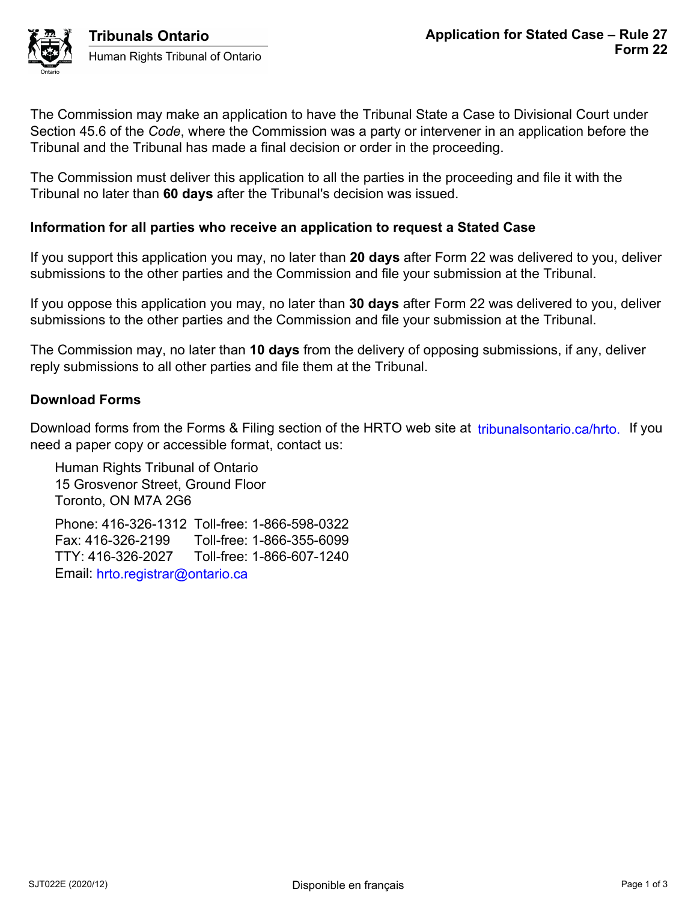Tribunals Ontario

Human Rights Tribunal of Ontario

# Application for Stated Case – Rule 27
## Form 22

The Commission may make an application to have the Tribunal State a Case to Divisional Court under Section 45.6 of the *Code*, where the Commission was a party or intervener in an application before the Tribunal and the Tribunal has made a final decision or order in the proceeding.

The Commission must deliver this application to all the parties in the proceeding and file it with the Tribunal no later than **60 days** after the Tribunal's decision was issued.

### Information for all parties who receive an application to request a Stated Case

If you support this application you may, no later than **20 days** after Form 22 was delivered to you, deliver submissions to the other parties and the Commission and file your submission at the Tribunal.

If you oppose this application you may, no later than **30 days** after Form 22 was delivered to you, deliver submissions to the other parties and the Commission and file your submission at the Tribunal.

The Commission may, no later than **10 days** from the delivery of opposing submissions, if any, deliver reply submissions to all other parties and file them at the Tribunal.

### Download Forms

Download forms from the Forms & Filing section of the HRTO web site at tribunalsontario.ca/hrto. If you need a paper copy or accessible format, contact us:

Human Rights Tribunal of Ontario
15 Grosvenor Street, Ground Floor
Toronto, ON M7A 2G6

Phone: 416-326-1312 Toll-free: 1-866-598-0322
Fax: 416-326-2199 Toll-free: 1-866-355-6099
TTY: 416-326-2027 Toll-free: 1-866-607-1240
Email: hrto.registrar@ontario.ca

SJT022E (2020/12)

Disponible en français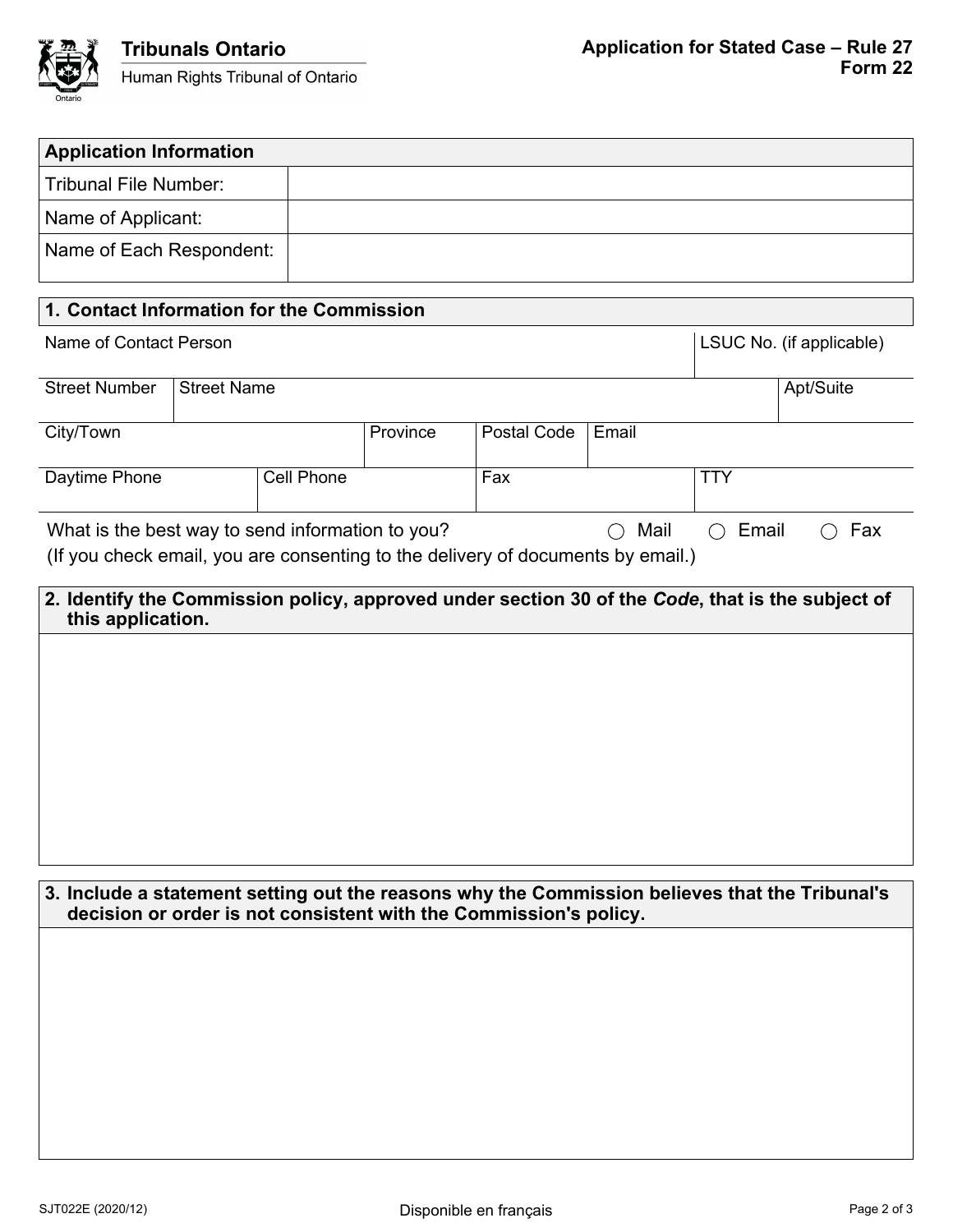Tribunals Ontario
Human Rights Tribunal of Ontario

**Application for Stated Case – Rule 27**
**Form 22**

| **Application Information** | |
|---|---|
| Tribunal File Number: | |
| Name of Applicant: | |
| Name of Each Respondent: | |

### 1. Contact Information for the Commission

| Name of Contact Person | | | | | LSUC No. (if applicable) |
|---|---|---|---|---|---|
| Street Number | Street Name | | | | Apt/Suite |
| City/Town | | Province | Postal Code | Email | |
| Daytime Phone | Cell Phone | | Fax | | TTY |

What is the best way to send information to you? ◯ Mail ◯ Email ◯ Fax
(If you check email, you are consenting to the delivery of documents by email.)

### 2. Identify the Commission policy, approved under section 30 of the *Code*, that is the subject of this application.

### 3. Include a statement setting out the reasons why the Commission believes that the Tribunal's decision or order is not consistent with the Commission's policy.

SJT022E (2020/12) Disponible en français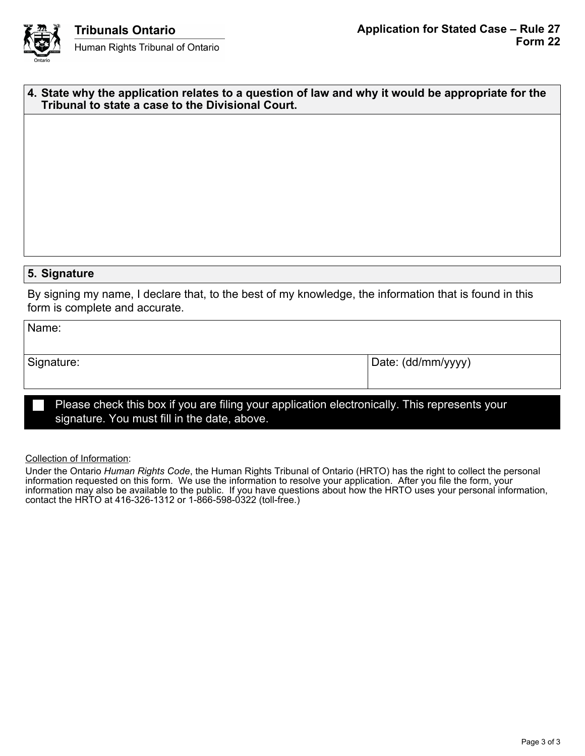**4. State why the application relates to a question of law and why it would be appropriate for the Tribunal to state a case to the Divisional Court.**

**5. Signature**

By signing my name, I declare that, to the best of my knowledge, the information that is found in this form is complete and accurate.

| | |
|---|---|
| Name: | |
| Signature: | Date: (dd/mm/yyyy) |

☐ Please check this box if you are filing your application electronically. This represents your signature. You must fill in the date, above.

Collection of Information:

Under the Ontario *Human Rights Code*, the Human Rights Tribunal of Ontario (HRTO) has the right to collect the personal information requested on this form. We use the information to resolve your application. After you file the form, your information may also be available to the public. If you have questions about how the HRTO uses your personal information, contact the HRTO at 416-326-1312 or 1-866-598-0322 (toll-free.)